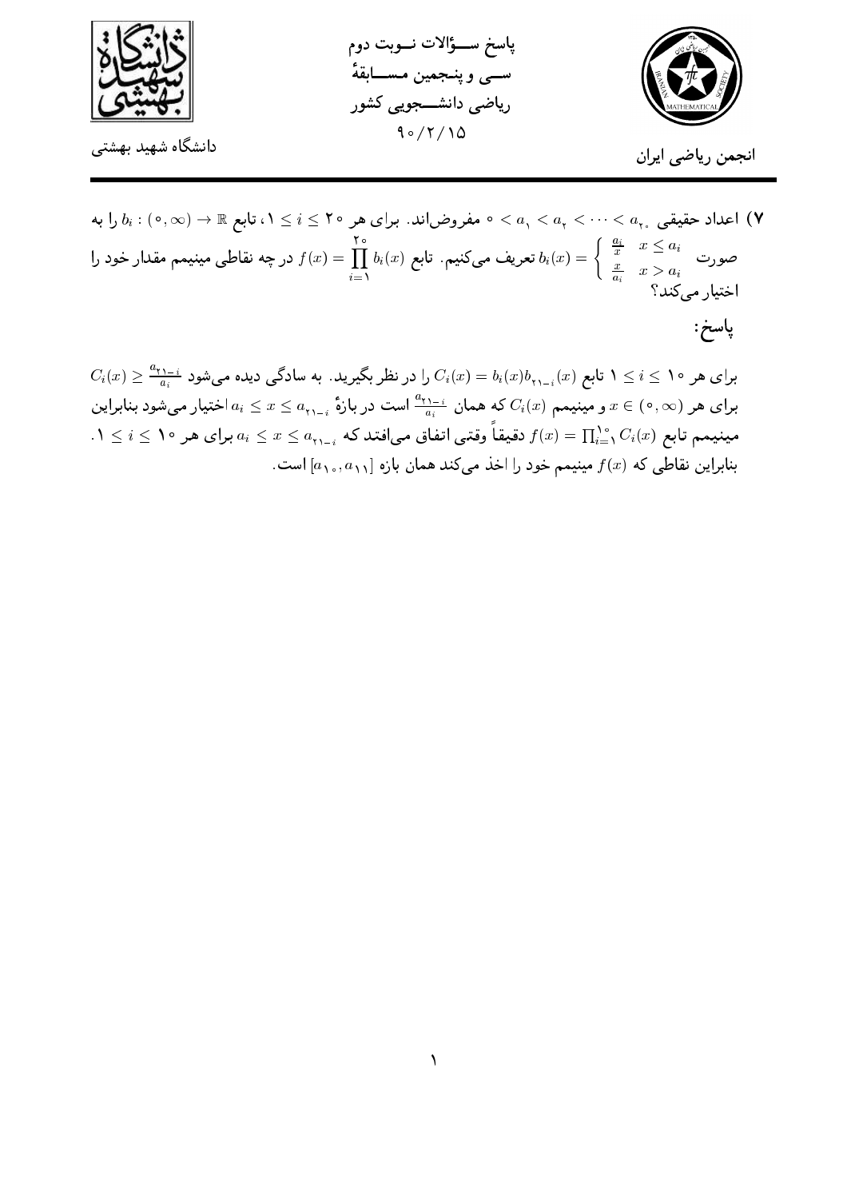دانشگاه شهید بهشتی

پاسخ سؤالات نوبت دوم
سی و پنجمین مسابقهٔ
ریاضی دانشجویی کشور
۹۰/۲/۱۵

انجمن ریاضی ایران

**۷)** اعداد حقیقی $a_{20} > \cdots > a_2 > a_1 > 0$ مفروض‌اند. برای هر $1 \leq i \leq 20$، تابع $b_i : (0,\infty) \to \mathbb{R}$ را به صورت $b_i(x) = \begin{cases} \frac{a_i}{x} & x \leq a_i \\ \frac{x}{a_i} & x > a_i \end{cases}$ تعریف می‌کنیم. تابع $f(x) = \prod_{i=1}^{20} b_i(x)$ در چه نقاطی مینیمم مقدار خود را اختیار می‌کند؟

**پاسخ:**

برای هر $1 \leq i \leq 10$ تابع $C_i(x) = b_i(x) b_{21-i}(x)$ را در نظر بگیرید. به سادگی دیده می‌شود $C_i(x) \geq \frac{a_{21-i}}{a_i}$ برای هر $x \in (0,\infty)$ و مینیمم $C_i(x)$ که همان $\frac{a_{21-i}}{a_i}$ است در بازهٔ $a_i \leq x \leq a_{21-i}$ اختیار می‌شود بنابراین مینیمم تابع $f(x) = \prod_{i=1}^{10} C_i(x)$ دقیقاً وقتی اتفاق می‌افتد که $a_i \leq x \leq a_{21-i}$ برای هر $1 \leq i \leq 10$. بنابراین نقاطی که $f(x)$ مینیمم خود را اخذ می‌کند همان بازه $[a_{10}, a_{11}]$ است.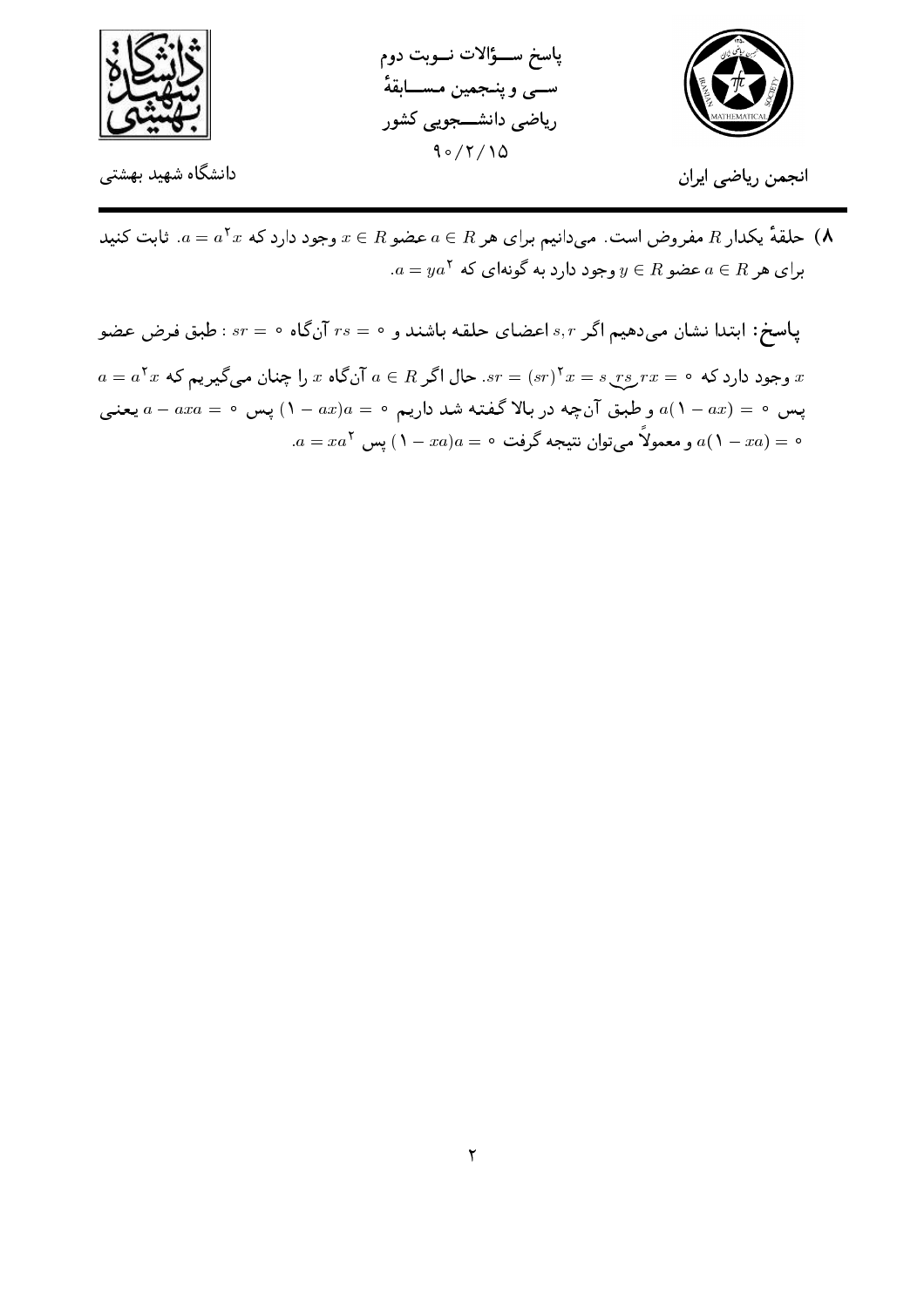۸) حلقهٔ یکدار $R$ مفروض است. می‌دانیم برای هر $a \in R$ عضو $x \in R$ وجود دارد که $a = a^2x$. ثابت کنید برای هر $a \in R$ عضو $y \in R$ وجود دارد به گونه‌ای که $a = ya^2$.

**پاسخ:** ابتدا نشان می‌دهیم اگر $s, r$ اعضای حلقه باشند و $rs = 0$ آنگاه $sr = 0$ : طبق فرض عضو $x$ وجود دارد که $sr = (sr)^2x = s\underbrace{rs}rx = 0$. حال اگر $a \in R$ آنگاه $x$ را چنان می‌گیریم که $a = a^2x$ پس $a(1 - ax) = 0$ و طبق آن‌چه در بالا گفته شد داریم $(1 - ax)a = 0$ پس $a - axa = 0$ یعنی $a(1 - xa) = 0$ و معمولاً می‌توان نتیجه گرفت $(1 - xa)a = 0$ پس $a = xa^2$.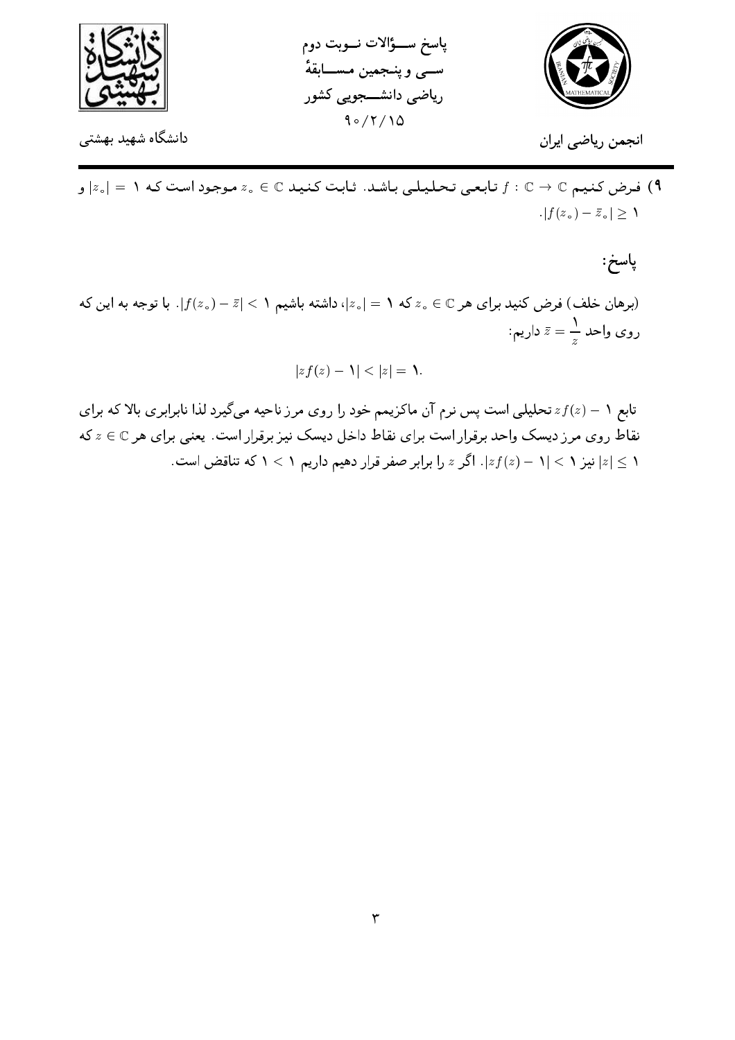**۹)** فرض کنیم $f : \mathbb{C} \to \mathbb{C}$ تابعی تحلیلی باشد. ثابت کنید $z_\circ \in \mathbb{C}$ موجود است که $|z_\circ| = 1$ و $|f(z_\circ) - \bar{z}_\circ| \geq 1$.

## پاسخ:

(برهان خلف) فرض کنید برای هر $z_\circ \in \mathbb{C}$ که $|z_\circ| = 1$، داشته باشیم $|f(z_\circ) - \bar{z}| < 1$. با توجه به این که روی واحد $\bar{z} = \dfrac{1}{z}$ داریم:

$$|zf(z) - 1| < |z| = 1.$$

تابع $zf(z) - 1$ تحلیلی است پس نرم آن ماکزیمم خود را روی مرز ناحیه می‌گیرد لذا نابرابری بالا که برای نقاط روی مرز دیسک واحد برقرار است برای نقاط داخل دیسک نیز برقرار است. یعنی برای هر $z \in \mathbb{C}$ که $|z| \leq 1$ نیز $|zf(z) - 1| < 1$. اگر $z$ را برابر صفر قرار دهیم داریم $1 < 1$ که تناقض است.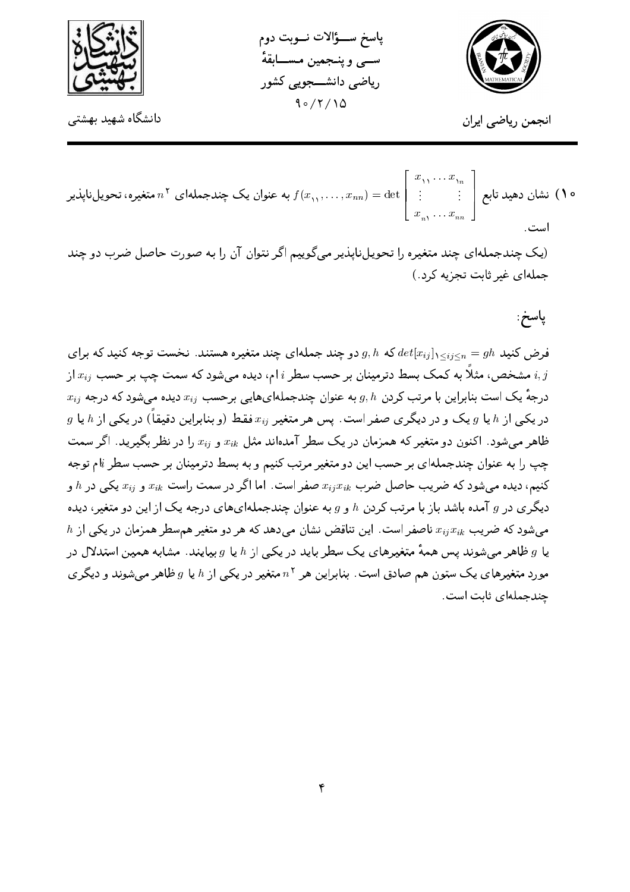۱۰) نشان دهید تابع $f(x_{11}, \ldots, x_{nn}) = \det \begin{bmatrix} x_{11} \ldots x_{1n} \\ \vdots \quad\quad \vdots \\ x_{n1} \ldots x_{nn} \end{bmatrix}$ به عنوان یک چندجمله‌ای $n^2$ متغیره، تحویل‌ناپذیر است.

(یک چندجمله‌ای چند متغیره را تحویل‌ناپذیر می‌گوییم اگر نتوان آن را به صورت حاصل ضرب دو چند جمله‌ای غیر ثابت تجزیه کرد.)

پاسخ:

فرض کنید $det[x_{ij}]_{1\leq ij \leq n} = gh$ که $g, h$ دو چند جمله‌ای چند متغیره هستند. نخست توجه کنید که برای $i, j$ مشخص، مثلاً به کمک بسط دترمینان بر حسب سطر $i$ ام، دیده می‌شود که سمت چپ بر حسب $x_{ij}$ از درجهٔ یک است بنابراین با مرتب کردن $g, h$ به عنوان چندجمله‌ای‌هایی برحسب $x_{ij}$ دیده می‌شود که درجه $x_{ij}$ در یکی از $h$ یا $g$ یک و در دیگری صفر است. پس هر متغیر $x_{ij}$ فقط (و بنابراین دقیقاً) در یکی از $h$ یا $g$ ظاهر می‌شود. اکنون دو متغیر که همزمان در یک سطر آمده‌اند مثل $x_{ik}$ و $x_{ij}$ را در نظر بگیرید. اگر سمت چپ را به عنوان چندجمله‌ای بر حسب این دو متغیر مرتب کنیم و به بسط دترمینان بر حسب سطر $i$ام توجه کنیم، دیده می‌شود که ضریب حاصل ضرب $x_{ij}x_{ik}$ صفر است. اما اگر در سمت راست $x_{ik}$ و $x_{ij}$ یکی در $h$ و دیگری در $g$ آمده باشد باز با مرتب کردن $h$ و $g$ به عنوان چندجمله‌ای‌های درجه یک از این دو متغیر، دیده می‌شود که ضریب $x_{ij}x_{ik}$ ناصفر است. این تناقض نشان می‌دهد که هر دو متغیر هم‌سطر همزمان در یکی از $h$ یا $g$ ظاهر می‌شوند پس همهٔ متغیرهای یک سطر باید در یکی از $h$ یا $g$ بیایند. مشابه همین استدلال در مورد متغیرهای یک ستون هم صادق است. بنابراین هر $n^2$ متغیر در یکی از $h$ یا $g$ ظاهر می‌شوند و دیگری چندجمله‌ای ثابت است.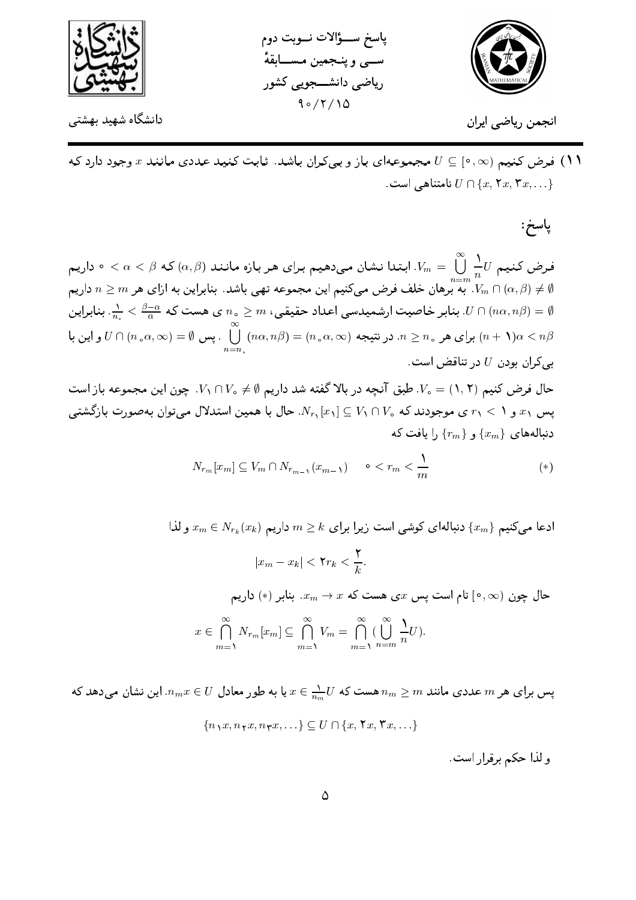**۱۱)** فرض کنیم $U \subseteq [0,\infty)$ مجموعه‌ای باز و بی‌کران باشد. ثابت کنید عددی مانند $x$ وجود دارد که $U \cap \{x, 2x, 3x, \ldots\}$ نامتناهی است.

## پاسخ:

فرض کنیم $V_m = \bigcup_{n=m}^{\infty} \frac{1}{n} U$. ابتدا نشان می‌دهیم برای هر بازه مانند $(\alpha,\beta)$ که $0 < \alpha < \beta$ داریم $V_m \cap (\alpha,\beta) \neq \emptyset$. به برهان خلف فرض می‌کنیم این مجموعه تهی باشد. بنابراین به ازای هر $n \geq m$ داریم $U \cap (n\alpha, n\beta) = \emptyset$. بنابر خاصیت ارشمیدسی اعداد حقیقی، $n_0 \geq m$ ی هست که $\frac{1}{n_0} < \frac{\beta-\alpha}{\alpha}$. بنابراین $(n+1)\alpha < n\beta$ برای هر $n \geq n_0$. در نتیجه $\bigcup_{n=n_0}^{\infty} (n\alpha, n\beta) = (n_0\alpha, \infty)$. پس $U \cap (n_0\alpha, \infty) = \emptyset$ و این با بی‌کران بودن $U$ در تناقض است.

حال فرض کنیم $V_0 = (1,2)$. طبق آنچه در بالا گفته شد داریم $V_1 \cap V_0 \neq \emptyset$. چون این مجموعه باز است پس $x_1$ و $r_1 < 1$ ی موجودند که $N_{r_1}[x_1] \subseteq V_1 \cap V_0$. حال با همین استدلال می‌توان به‌صورت بازگشتی دنباله‌های $\{x_m\}$ و $\{r_m\}$ را یافت که

$$N_{r_m}[x_m] \subseteq V_m \cap N_{r_{m-1}}(x_{m-1}) \qquad 0 < r_m < \frac{1}{m} \qquad (*)$$

ادعا می‌کنیم $\{x_m\}$ دنباله‌ای کوشی است زیرا برای $m \geq k$ داریم $x_m \in N_{r_k}(x_k)$ و لذا

$$|x_m - x_k| < 2r_k < \frac{2}{k}.$$

حال چون $[0,\infty)$ تام است پس $x$ ی هست که $x_m \to x$. بنابر $(*)$ داریم

$$x \in \bigcap_{m=1}^{\infty} N_{r_m}[x_m] \subseteq \bigcap_{m=1}^{\infty} V_m = \bigcap_{m=1}^{\infty} \left(\bigcup_{n=m}^{\infty} \frac{1}{n} U\right).$$

پس برای هر $m$ عددی مانند $n_m \geq m$ هست که $x \in \frac{1}{n_m} U$ یا به طور معادل $n_m x \in U$. این نشان می‌دهد که

$$\{n_1 x, n_2 x, n_3 x, \ldots\} \subseteq U \cap \{x, 2x, 3x, \ldots\}$$

و لذا حکم برقرار است.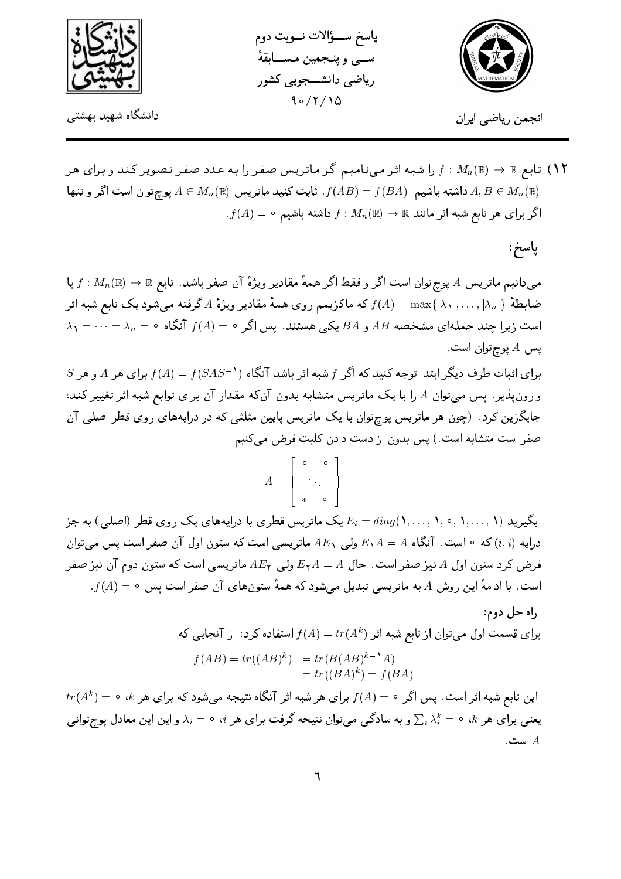۱۲) تابع $f : M_n(\mathbb{R}) \to \mathbb{R}$ را شبه اثر می‌نامیم اگر ماتریس صفر را به عدد صفر تصویر کند و برای هر $A, B \in M_n(\mathbb{R})$ داشته باشیم $f(AB) = f(BA)$. ثابت کنید ماتریس $A \in M_n(\mathbb{R})$ پوچ‌توان است اگر و تنها اگر برای هر تابع شبه اثر مانند $f : M_n(\mathbb{R}) \to \mathbb{R}$ داشته باشیم $f(A) = 0$.

**پاسخ:**

می‌دانیم ماتریس $A$ پوچ‌توان است اگر و فقط اگر همهٔ مقادیر ویژهٔ آن صفر باشد. تابع $f : M_n(\mathbb{R}) \to \mathbb{R}$ با ضابطهٔ $f(A) = \max\{|\lambda_1|, \dots, |\lambda_n|\}$ که ماکزیمم روی همهٔ مقادیر ویژهٔ $A$ گرفته می‌شود یک تابع شبه اثر است زیرا چند جمله‌ای مشخصه $AB$ و $BA$ یکی هستند. پس اگر $f(A) = 0$ آنگاه $\lambda_1 = \dots = \lambda_n = 0$ پس $A$ پوچ‌توان است.

برای اثبات طرف دیگر ابتدا توجه کنید که اگر $f$ شبه اثر باشد آنگاه $f(A) = f(SAS^{-1})$ برای هر $A$ و هر $S$ وارون‌پذیر. پس می‌توان $A$ را با یک ماتریس متشابه بدون آن‌که مقدار آن برای توابع شبه اثر تغییر کند، جایگزین کرد. (چون هر ماتریس پوچ‌توان با یک ماتریس پایین مثلثی که درایه‌های روی قطر اصلی آن صفر است متشابه است.) پس بدون از دست دادن کلیت فرض می‌کنیم

$$A = \begin{bmatrix} 0 & & 0 \\ & \ddots & \\ * & & 0 \end{bmatrix}$$

بگیرید $E_i = diag(1, \dots, 1, 0, 1, \dots, 1)$ یک ماتریس قطری با درایه‌های یک روی قطر (اصلی) به جز درایه $(i,i)$ که $0$ است. آنگاه $E_1 A = A$ ولی $AE_1$ ماتریسی است که ستون اول آن صفر است پس می‌توان فرض کرد ستون اول $A$ نیز صفر است. حال $E_2 A = A$ ولی $AE_2$ ماتریسی است که ستون دوم آن نیز صفر است. با ادامهٔ این روش $A$ به ماتریسی تبدیل می‌شود که همهٔ ستون‌های آن صفر است پس $f(A) = 0$.

راه حل دوم:

برای قسمت اول می‌توان از تابع شبه اثر $f(A) = tr(A^k)$ استفاده کرد: از آنجایی که

$$\begin{aligned} f(AB) = tr((AB)^k) &= tr(B(AB)^{k-1}A) \\ &= tr((BA)^k) = f(BA) \end{aligned}$$

این تابع شبه اثر است. پس اگر $f(A) = 0$ برای هر شبه اثر آنگاه نتیجه می‌شود که برای هر $k$، $tr(A^k) = 0$ یعنی برای هر $k$، $\sum_i \lambda_i^k = 0$ و به سادگی می‌توان نتیجه گرفت برای هر $i$، $\lambda_i = 0$ و این این معادل پوچ‌توانی $A$ است.